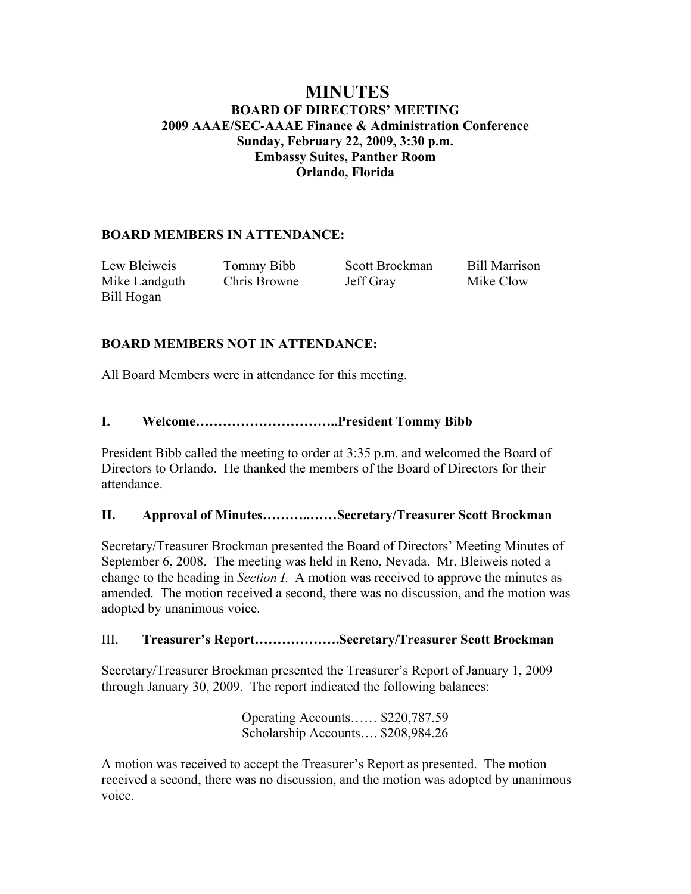# MINUTES

## BOARD OF DIRECTORS' MEETING
## 2009 AAAE/SEC-AAAE Finance & Administration Conference
## Sunday, February 22, 2009, 3:30 p.m.
## Embassy Suites, Panther Room
## Orlando, Florida

### BOARD MEMBERS IN ATTENDANCE:

| | | | |
|---|---|---|---|
| Lew Bleiweis | Tommy Bibb | Scott Brockman | Bill Marrison |
| Mike Landguth | Chris Browne | Jeff Gray | Mike Clow |
| Bill Hogan | | | |

### BOARD MEMBERS NOT IN ATTENDANCE:

All Board Members were in attendance for this meeting.

### I. Welcome…………………………..President Tommy Bibb

President Bibb called the meeting to order at 3:35 p.m. and welcomed the Board of Directors to Orlando. He thanked the members of the Board of Directors for their attendance.

### II. Approval of Minutes………..……Secretary/Treasurer Scott Brockman

Secretary/Treasurer Brockman presented the Board of Directors' Meeting Minutes of September 6, 2008. The meeting was held in Reno, Nevada. Mr. Bleiweis noted a change to the heading in *Section I*. A motion was received to approve the minutes as amended. The motion received a second, there was no discussion, and the motion was adopted by unanimous voice.

### III. Treasurer's Report……………….Secretary/Treasurer Scott Brockman

Secretary/Treasurer Brockman presented the Treasurer's Report of January 1, 2009 through January 30, 2009. The report indicated the following balances:

Operating Accounts…… $220,787.59
Scholarship Accounts…. $208,984.26

A motion was received to accept the Treasurer's Report as presented. The motion received a second, there was no discussion, and the motion was adopted by unanimous voice.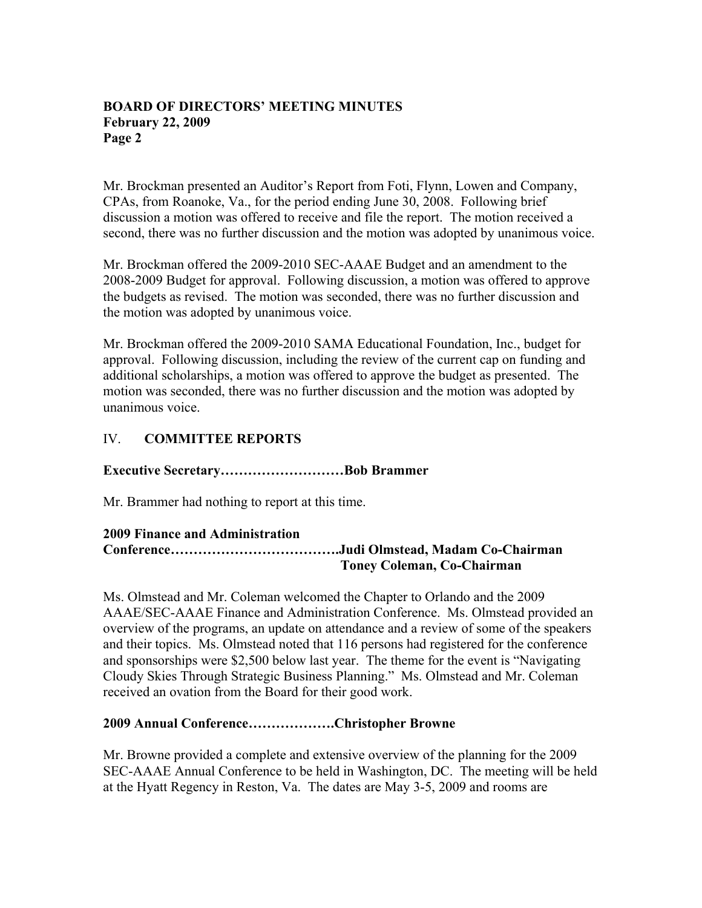Mr. Brockman presented an Auditor's Report from Foti, Flynn, Lowen and Company, CPAs, from Roanoke, Va., for the period ending June 30, 2008. Following brief discussion a motion was offered to receive and file the report. The motion received a second, there was no further discussion and the motion was adopted by unanimous voice.

Mr. Brockman offered the 2009-2010 SEC-AAAE Budget and an amendment to the 2008-2009 Budget for approval. Following discussion, a motion was offered to approve the budgets as revised. The motion was seconded, there was no further discussion and the motion was adopted by unanimous voice.

Mr. Brockman offered the 2009-2010 SAMA Educational Foundation, Inc., budget for approval. Following discussion, including the review of the current cap on funding and additional scholarships, a motion was offered to approve the budget as presented. The motion was seconded, there was no further discussion and the motion was adopted by unanimous voice.

## IV. COMMITTEE REPORTS

**Executive Secretary………………………Bob Brammer**

Mr. Brammer had nothing to report at this time.

**2009 Finance and Administration Conference……………………………….Judi Olmstead, Madam Co-Chairman**
**Toney Coleman, Co-Chairman**

Ms. Olmstead and Mr. Coleman welcomed the Chapter to Orlando and the 2009 AAAE/SEC-AAAE Finance and Administration Conference. Ms. Olmstead provided an overview of the programs, an update on attendance and a review of some of the speakers and their topics. Ms. Olmstead noted that 116 persons had registered for the conference and sponsorships were $2,500 below last year. The theme for the event is "Navigating Cloudy Skies Through Strategic Business Planning." Ms. Olmstead and Mr. Coleman received an ovation from the Board for their good work.

**2009 Annual Conference……………….Christopher Browne**

Mr. Browne provided a complete and extensive overview of the planning for the 2009 SEC-AAAE Annual Conference to be held in Washington, DC. The meeting will be held at the Hyatt Regency in Reston, Va. The dates are May 3-5, 2009 and rooms are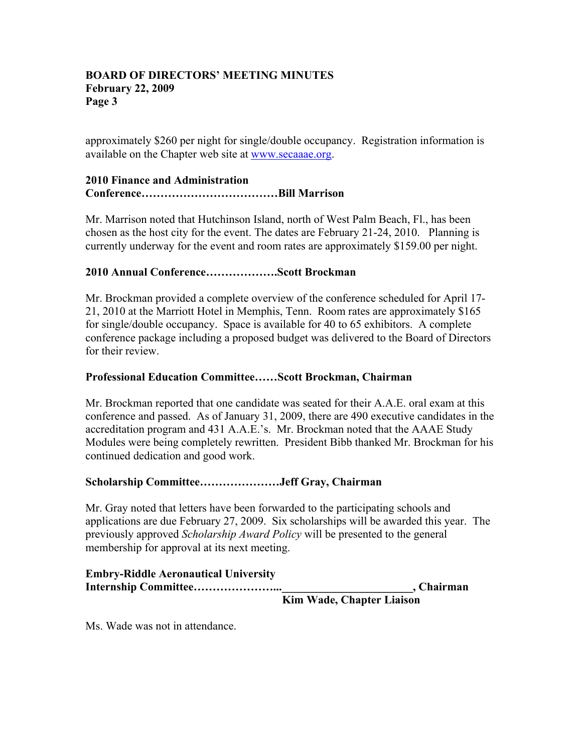approximately $260 per night for single/double occupancy. Registration information is available on the Chapter web site at www.secaaae.org.

**2010 Finance and Administration Conference………………………………Bill Marrison**

Mr. Marrison noted that Hutchinson Island, north of West Palm Beach, Fl., has been chosen as the host city for the event. The dates are February 21-24, 2010. Planning is currently underway for the event and room rates are approximately $159.00 per night.

**2010 Annual Conference……………….Scott Brockman**

Mr. Brockman provided a complete overview of the conference scheduled for April 17-21, 2010 at the Marriott Hotel in Memphis, Tenn. Room rates are approximately $165 for single/double occupancy. Space is available for 40 to 65 exhibitors. A complete conference package including a proposed budget was delivered to the Board of Directors for their review.

**Professional Education Committee……Scott Brockman, Chairman**

Mr. Brockman reported that one candidate was seated for their A.A.E. oral exam at this conference and passed. As of January 31, 2009, there are 490 executive candidates in the accreditation program and 431 A.A.E.'s. Mr. Brockman noted that the AAAE Study Modules were being completely rewritten. President Bibb thanked Mr. Brockman for his continued dedication and good work.

**Scholarship Committee…………………Jeff Gray, Chairman**

Mr. Gray noted that letters have been forwarded to the participating schools and applications are due February 27, 2009. Six scholarships will be awarded this year. The previously approved *Scholarship Award Policy* will be presented to the general membership for approval at its next meeting.

**Embry-Riddle Aeronautical University Internship Committee…………………..______________________, Chairman**
**Kim Wade, Chapter Liaison**

Ms. Wade was not in attendance.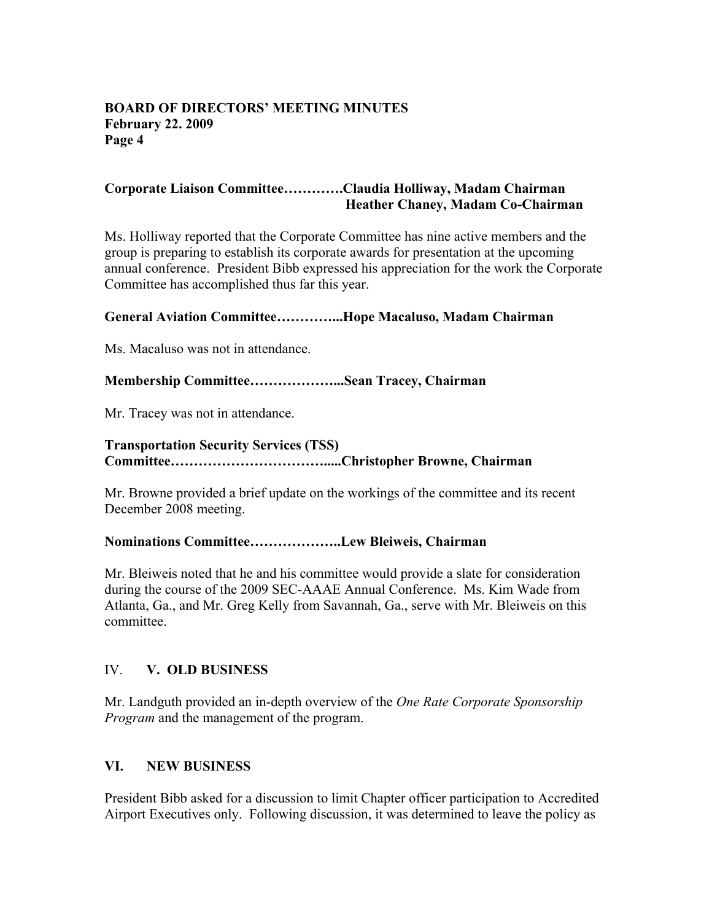**Corporate Liaison Committee…………Claudia Holliway, Madam Chairman**
**Heather Chaney, Madam Co-Chairman**

Ms. Holliway reported that the Corporate Committee has nine active members and the group is preparing to establish its corporate awards for presentation at the upcoming annual conference. President Bibb expressed his appreciation for the work the Corporate Committee has accomplished thus far this year.

**General Aviation Committee…………...Hope Macaluso, Madam Chairman**

Ms. Macaluso was not in attendance.

**Membership Committee………………...Sean Tracey, Chairman**

Mr. Tracey was not in attendance.

**Transportation Security Services (TSS) Committee…………………………….....Christopher Browne, Chairman**

Mr. Browne provided a brief update on the workings of the committee and its recent December 2008 meeting.

**Nominations Committee………………..Lew Bleiweis, Chairman**

Mr. Bleiweis noted that he and his committee would provide a slate for consideration during the course of the 2009 SEC-AAAE Annual Conference. Ms. Kim Wade from Atlanta, Ga., and Mr. Greg Kelly from Savannah, Ga., serve with Mr. Bleiweis on this committee.

## IV. **V. OLD BUSINESS**

Mr. Landguth provided an in-depth overview of the *One Rate Corporate Sponsorship Program* and the management of the program.

## VI. NEW BUSINESS

President Bibb asked for a discussion to limit Chapter officer participation to Accredited Airport Executives only. Following discussion, it was determined to leave the policy as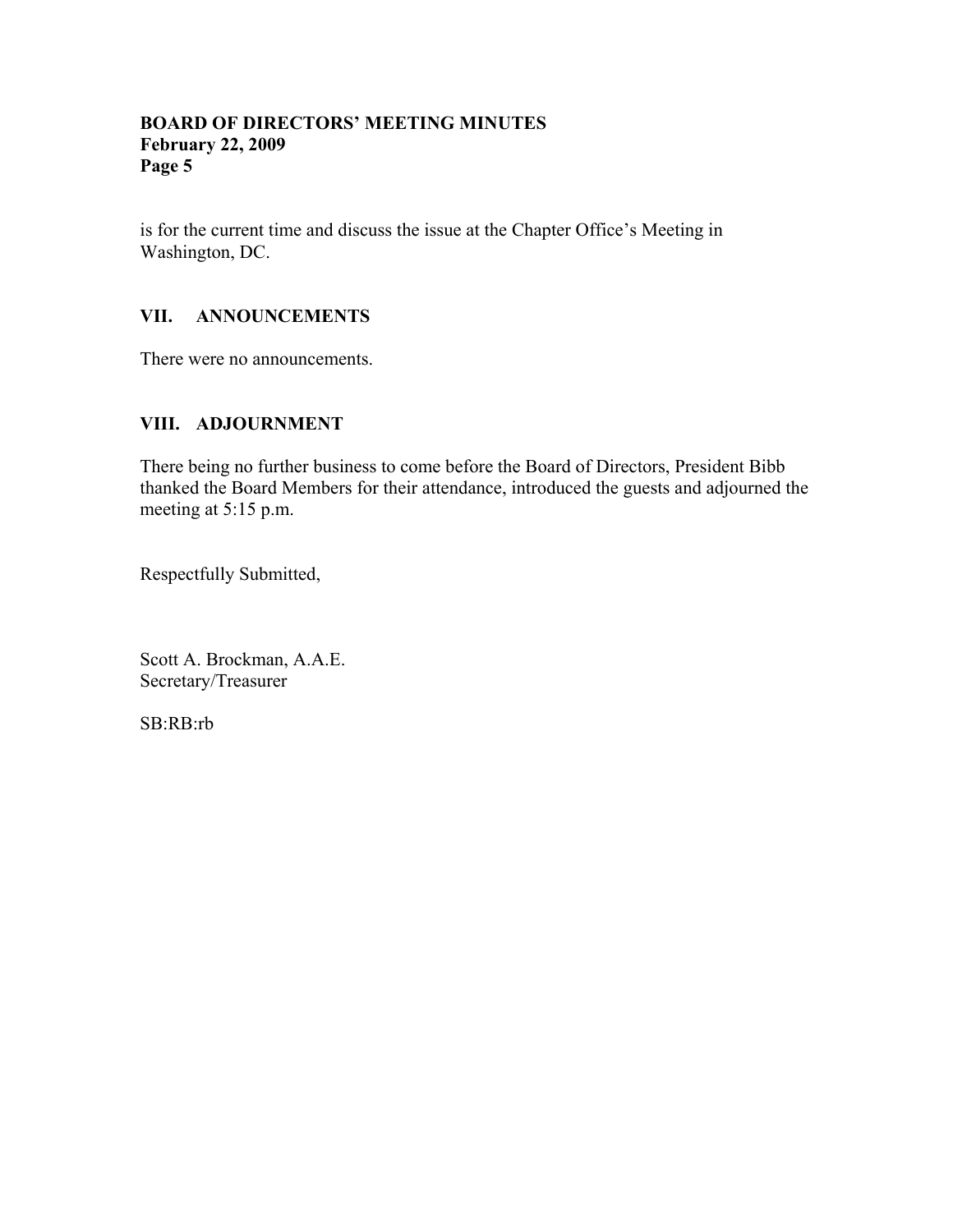is for the current time and discuss the issue at the Chapter Office's Meeting in Washington, DC.

## VII. ANNOUNCEMENTS

There were no announcements.

## VIII. ADJOURNMENT

There being no further business to come before the Board of Directors, President Bibb thanked the Board Members for their attendance, introduced the guests and adjourned the meeting at 5:15 p.m.

Respectfully Submitted,

Scott A. Brockman, A.A.E.
Secretary/Treasurer

SB:RB:rb